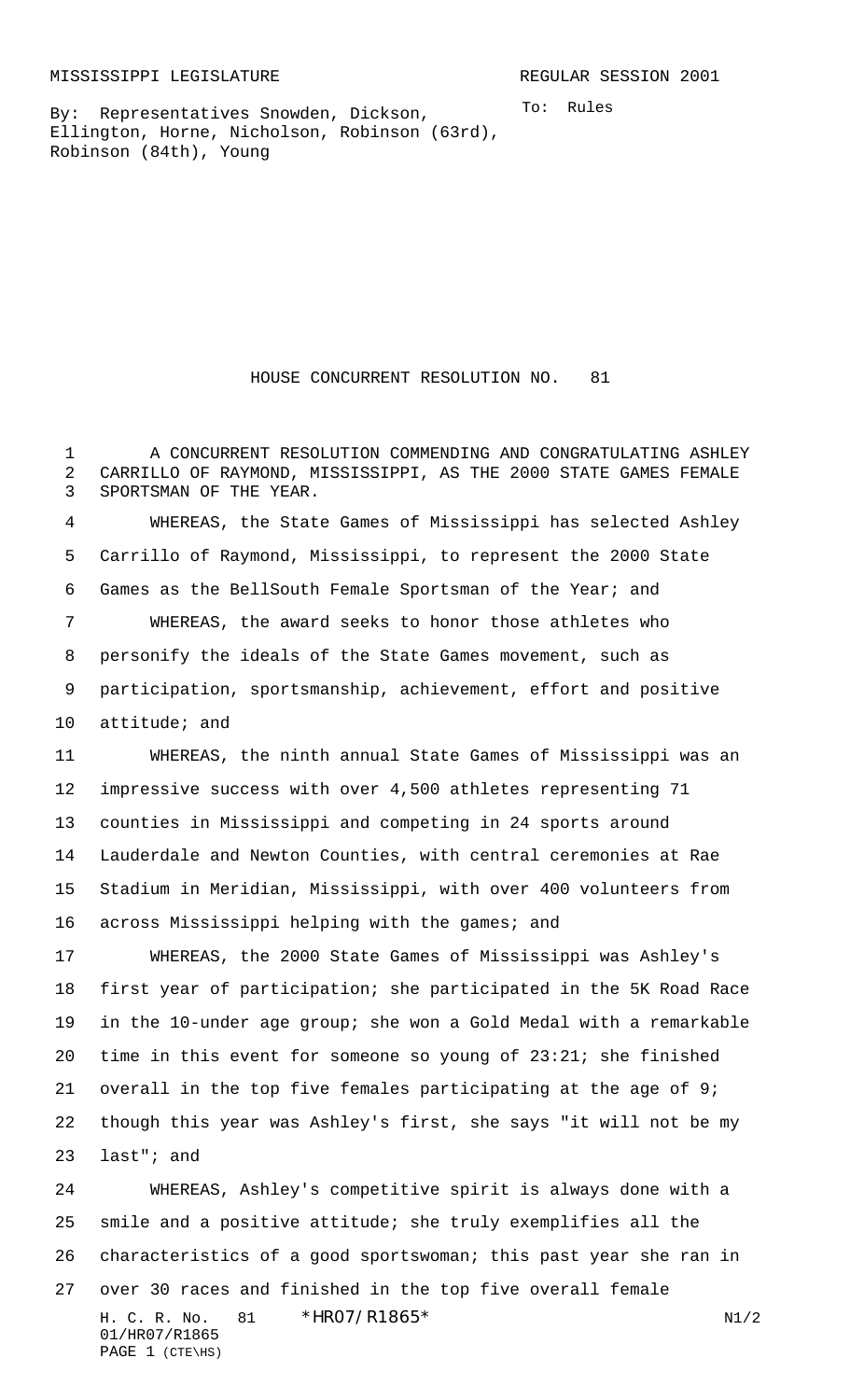MISSISSIPPI LEGISLATURE REGULAR SESSION 2001

By: Representatives Snowden, Dickson, Ellington, Horne, Nicholson, Robinson (63rd), Robinson (84th), Young

To: Rules

# HOUSE CONCURRENT RESOLUTION NO. 81

A CONCURRENT RESOLUTION COMMENDING AND CONGRATULATING ASHLEY CARRILLO OF RAYMOND, MISSISSIPPI, AS THE 2000 STATE GAMES FEMALE SPORTSMAN OF THE YEAR.

WHEREAS, the State Games of Mississippi has selected Ashley Carrillo of Raymond, Mississippi, to represent the 2000 State Games as the BellSouth Female Sportsman of the Year; and

WHEREAS, the award seeks to honor those athletes who personify the ideals of the State Games movement, such as participation, sportsmanship, achievement, effort and positive attitude; and

WHEREAS, the ninth annual State Games of Mississippi was an impressive success with over 4,500 athletes representing 71 counties in Mississippi and competing in 24 sports around Lauderdale and Newton Counties, with central ceremonies at Rae Stadium in Meridian, Mississippi, with over 400 volunteers from across Mississippi helping with the games; and

WHEREAS, the 2000 State Games of Mississippi was Ashley's first year of participation; she participated in the 5K Road Race in the 10-under age group; she won a Gold Medal with a remarkable time in this event for someone so young of 23:21; she finished overall in the top five females participating at the age of 9; though this year was Ashley's first, she says "it will not be my last"; and

WHEREAS, Ashley's competitive spirit is always done with a smile and a positive attitude; she truly exemplifies all the characteristics of a good sportswoman; this past year she ran in over 30 races and finished in the top five overall female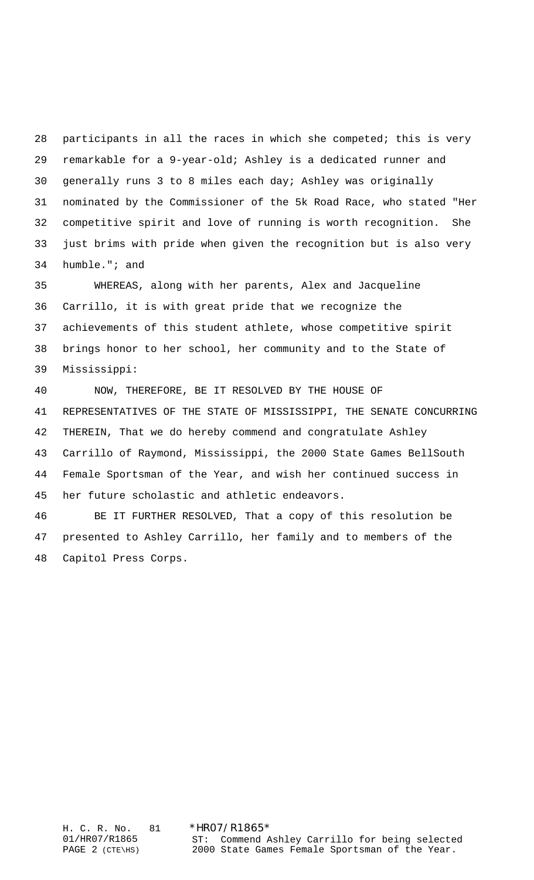participants in all the races in which she competed; this is very remarkable for a 9-year-old; Ashley is a dedicated runner and generally runs 3 to 8 miles each day; Ashley was originally nominated by the Commissioner of the 5k Road Race, who stated "Her competitive spirit and love of running is worth recognition. She just brims with pride when given the recognition but is also very humble."; and

WHEREAS, along with her parents, Alex and Jacqueline Carrillo, it is with great pride that we recognize the achievements of this student athlete, whose competitive spirit brings honor to her school, her community and to the State of Mississippi:

NOW, THEREFORE, BE IT RESOLVED BY THE HOUSE OF REPRESENTATIVES OF THE STATE OF MISSISSIPPI, THE SENATE CONCURRING THEREIN, That we do hereby commend and congratulate Ashley Carrillo of Raymond, Mississippi, the 2000 State Games BellSouth Female Sportsman of the Year, and wish her continued success in her future scholastic and athletic endeavors.

BE IT FURTHER RESOLVED, That a copy of this resolution be presented to Ashley Carrillo, her family and to members of the Capitol Press Corps.

ST: Commend Ashley Carrillo for being selected 2000 State Games Female Sportsman of the Year.